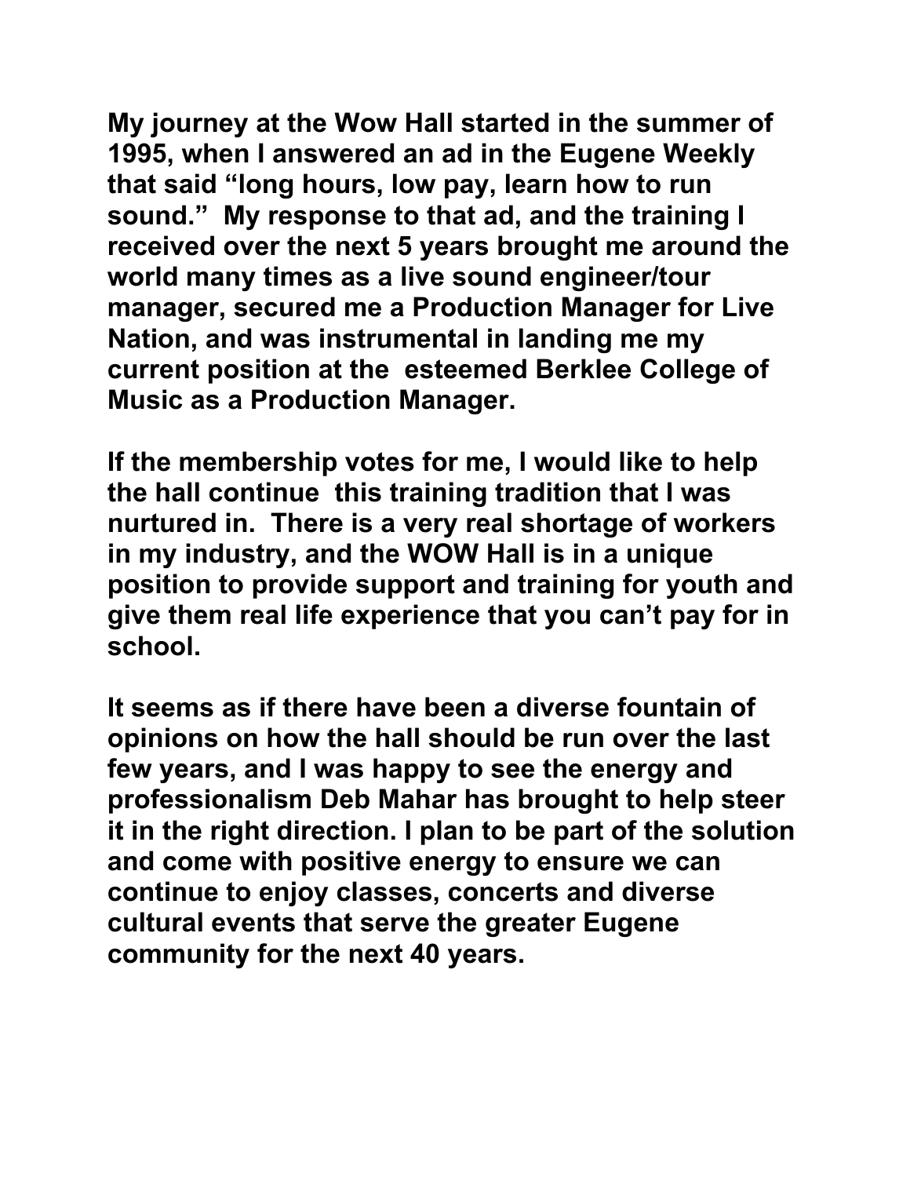**My journey at the Wow Hall started in the summer of 1995, when I answered an ad in the Eugene Weekly that said "long hours, low pay, learn how to run sound." My response to that ad, and the training I received over the next 5 years brought me around the world many times as a live sound engineer/tour manager, secured me a Production Manager for Live Nation, and was instrumental in landing me my current position at the esteemed Berklee College of Music as a Production Manager.**

**If the membership votes for me, I would like to help the hall continue this training tradition that I was nurtured in. There is a very real shortage of workers in my industry, and the WOW Hall is in a unique position to provide support and training for youth and give them real life experience that you can't pay for in school.**

**It seems as if there have been a diverse fountain of opinions on how the hall should be run over the last few years, and I was happy to see the energy and professionalism Deb Mahar has brought to help steer it in the right direction. I plan to be part of the solution and come with positive energy to ensure we can continue to enjoy classes, concerts and diverse cultural events that serve the greater Eugene community for the next 40 years.**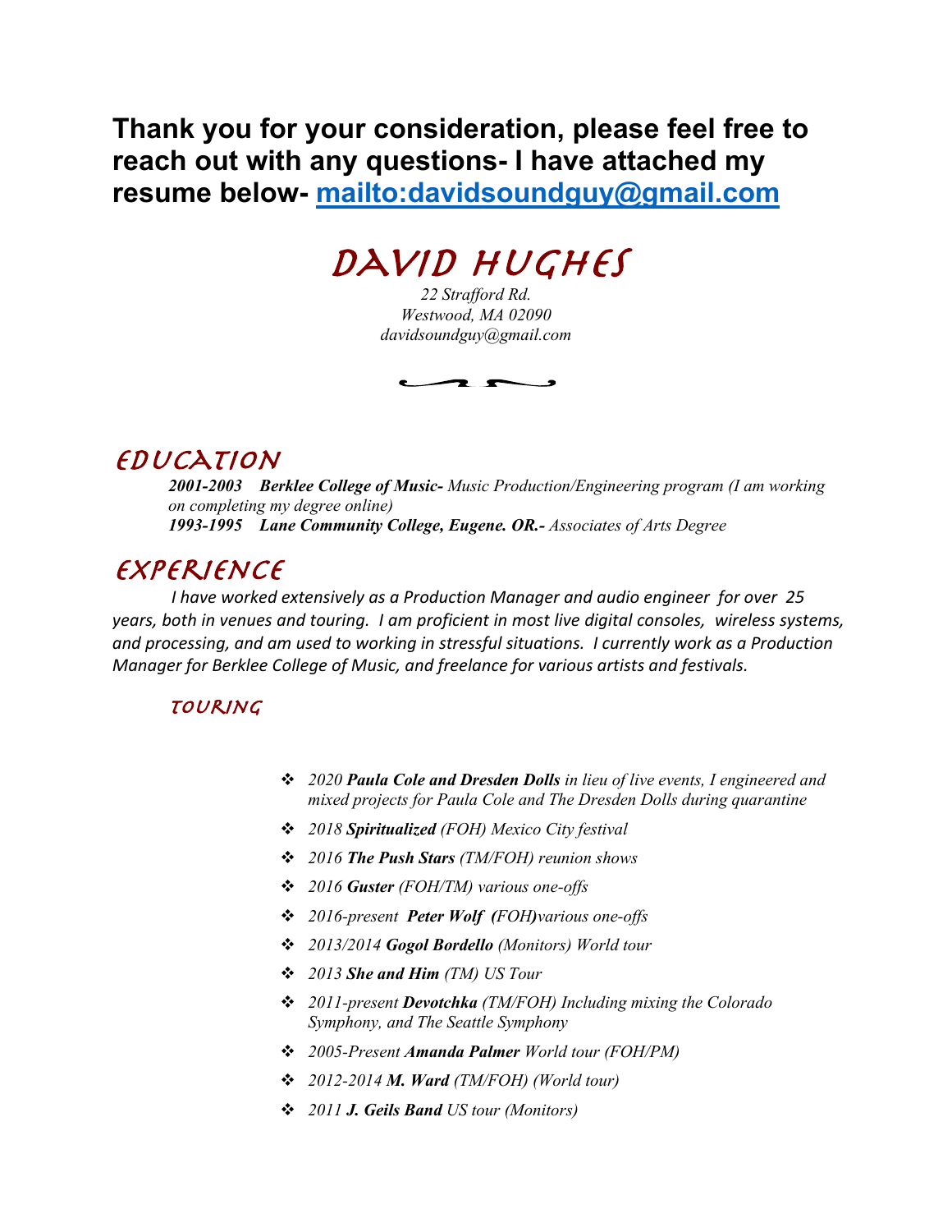**Thank you for your consideration, please feel free to reach out with any questions- I have attached my resume below- [mailto:davidsoundguy@gmail.com](mailto:davidsoundguy@gmail.com)**

# DAVID HUGHES

*22 Strafford Rd.*
*Westwood, MA 02090*
*davidsoundguy@gmail.com*

## EDUCATION

***2001-2003 Berklee College of Music-*** *Music Production/Engineering program (I am working on completing my degree online)*
***1993-1995 Lane Community College, Eugene. OR.-*** *Associates of Arts Degree*

## EXPERIENCE

*I have worked extensively as a Production Manager and audio engineer for over 25 years, both in venues and touring. I am proficient in most live digital consoles, wireless systems, and processing, and am used to working in stressful situations. I currently work as a Production Manager for Berklee College of Music, and freelance for various artists and festivals.*

### TOURING

- *2020* ***Paula Cole and Dresden Dolls*** *in lieu of live events, I engineered and mixed projects for Paula Cole and The Dresden Dolls during quarantine*
- *2018* ***Spiritualized*** *(FOH) Mexico City festival*
- *2016* ***The Push Stars*** *(TM/FOH) reunion shows*
- *2016* ***Guster*** *(FOH/TM) various one-offs*
- *2016-present* ***Peter Wolf (FOH)****various one-offs*
- *2013/2014* ***Gogol Bordello*** *(Monitors) World tour*
- *2013* ***She and Him*** *(TM) US Tour*
- *2011-present* ***Devotchka*** *(TM/FOH) Including mixing the Colorado Symphony, and The Seattle Symphony*
- *2005-Present* ***Amanda Palmer*** *World tour (FOH/PM)*
- *2012-2014* ***M. Ward*** *(TM/FOH) (World tour)*
- *2011* ***J. Geils Band*** *US tour (Monitors)*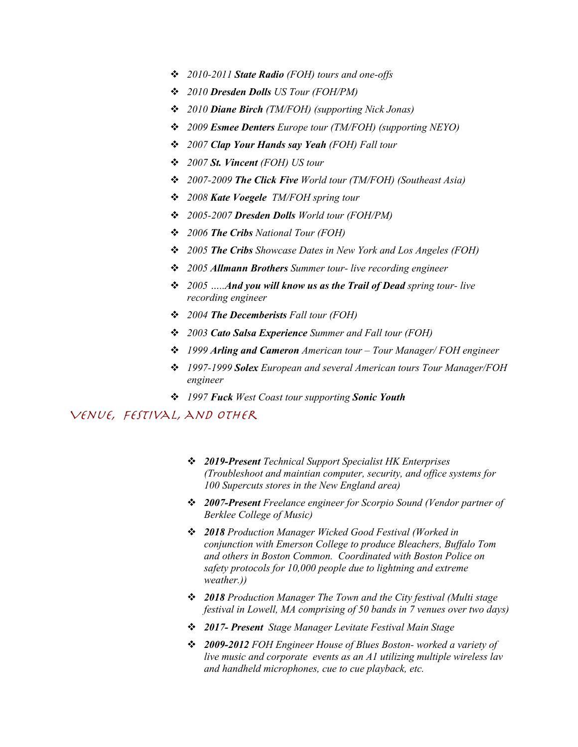- *2010-2011 **State Radio** (FOH) tours and one-offs*
- *2010 **Dresden Dolls** US Tour (FOH/PM)*
- *2010 **Diane Birch** (TM/FOH) (supporting Nick Jonas)*
- *2009 **Esmee Denters** Europe tour (TM/FOH) (supporting NEYO)*
- *2007 **Clap Your Hands say Yeah** (FOH) Fall tour*
- *2007 **St. Vincent** (FOH) US tour*
- *2007-2009 **The Click Five** World tour (TM/FOH) (Southeast Asia)*
- *2008 **Kate Voegele** TM/FOH spring tour*
- *2005-2007 **Dresden Dolls** World tour (FOH/PM)*
- *2006 **The Cribs** National Tour (FOH)*
- *2005 **The Cribs** Showcase Dates in New York and Los Angeles (FOH)*
- *2005 **Allmann Brothers** Summer tour- live recording engineer*
- *2005 …..**And you will know us as the Trail of Dead** spring tour- live recording engineer*
- *2004 **The Decemberists** Fall tour (FOH)*
- *2003 **Cato Salsa Experience** Summer and Fall tour (FOH)*
- *1999 **Arling and Cameron** American tour – Tour Manager/ FOH engineer*
- *1997-1999 **Solex** European and several American tours Tour Manager/FOH engineer*
- *1997 **Fuck** West Coast tour supporting **Sonic Youth***

## VENUE, FESTIVAL, AND OTHER

- ***2019-Present** Technical Support Specialist HK Enterprises (Troubleshoot and maintian computer, security, and office systems for 100 Supercuts stores in the New England area)*
- ***2007-Present** Freelance engineer for Scorpio Sound (Vendor partner of Berklee College of Music)*
- ***2018** Production Manager Wicked Good Festival (Worked in conjunction with Emerson College to produce Bleachers, Buffalo Tom and others in Boston Common. Coordinated with Boston Police on safety protocols for 10,000 people due to lightning and extreme weather.))*
- ***2018** Production Manager The Town and the City festival (Multi stage festival in Lowell, MA comprising of 50 bands in 7 venues over two days)*
- ***2017- Present** Stage Manager Levitate Festival Main Stage*
- ***2009-2012** FOH Engineer House of Blues Boston- worked a variety of live music and corporate events as an A1 utilizing multiple wireless lav and handheld microphones, cue to cue playback, etc.*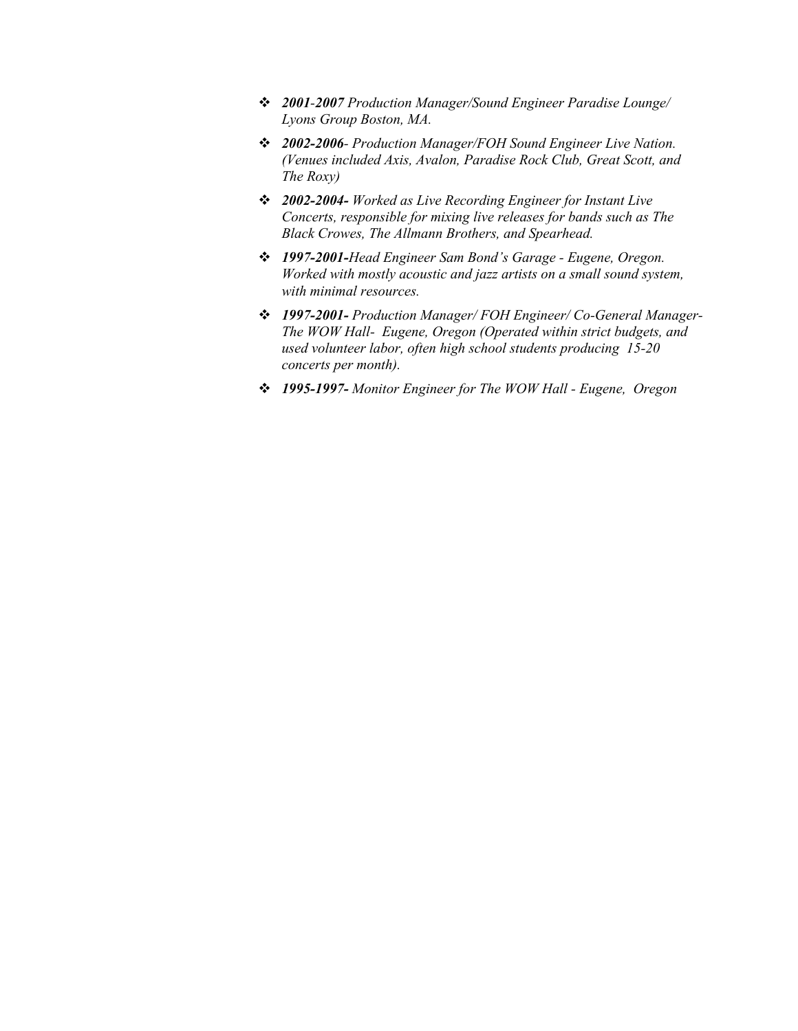- ***2001-2007** Production Manager/Sound Engineer Paradise Lounge/ Lyons Group Boston, MA.*
- ***2002-2006**- Production Manager/FOH Sound Engineer Live Nation. (Venues included Axis, Avalon, Paradise Rock Club, Great Scott, and The Roxy)*
- ***2002-2004-** Worked as Live Recording Engineer for Instant Live Concerts, responsible for mixing live releases for bands such as The Black Crowes, The Allmann Brothers, and Spearhead.*
- ***1997-2001-**Head Engineer Sam Bond's Garage - Eugene, Oregon. Worked with mostly acoustic and jazz artists on a small sound system, with minimal resources.*
- ***1997-2001-** Production Manager/ FOH Engineer/ Co-General Manager- The WOW Hall- Eugene, Oregon (Operated within strict budgets, and used volunteer labor, often high school students producing 15-20 concerts per month).*
- ***1995-1997-** Monitor Engineer for The WOW Hall - Eugene, Oregon*